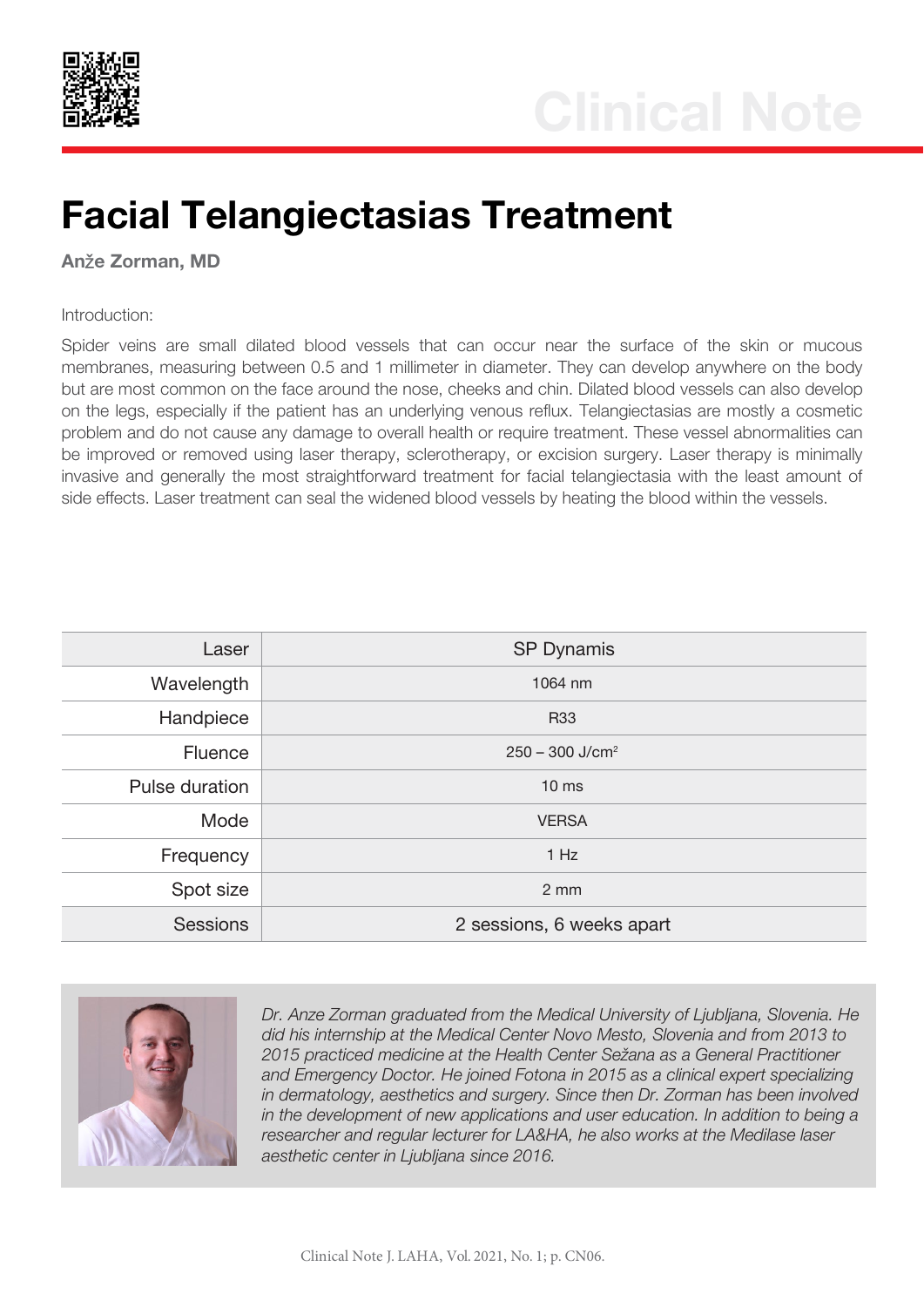Clinical Note

# Facial Telangiectasias Treatment

**Anže Zorman, MD**

Introduction:

Spider veins are small dilated blood vessels that can occur near the surface of the skin or mucous membranes, measuring between 0.5 and 1 millimeter in diameter. They can develop anywhere on the body but are most common on the face around the nose, cheeks and chin. Dilated blood vessels can also develop on the legs, especially if the patient has an underlying venous reflux. Telangiectasias are mostly a cosmetic problem and do not cause any damage to overall health or require treatment. These vessel abnormalities can be improved or removed using laser therapy, sclerotherapy, or excision surgery. Laser therapy is minimally invasive and generally the most straightforward treatment for facial telangiectasia with the least amount of side effects. Laser treatment can seal the widened blood vessels by heating the blood within the vessels.

| Laser | SP Dynamis |
|---|---|
| Wavelength | 1064 nm |
| Handpiece | R33 |
| Fluence | 250 – 300 J/cm$^2$ |
| Pulse duration | 10 ms |
| Mode | VERSA |
| Frequency | 1 Hz |
| Spot size | 2 mm |
| Sessions | 2 sessions, 6 weeks apart |

*Dr. Anze Zorman graduated from the Medical University of Ljubljana, Slovenia. He did his internship at the Medical Center Novo Mesto, Slovenia and from 2013 to 2015 practiced medicine at the Health Center Sežana as a General Practitioner and Emergency Doctor. He joined Fotona in 2015 as a clinical expert specializing in dermatology, aesthetics and surgery. Since then Dr. Zorman has been involved in the development of new applications and user education. In addition to being a researcher and regular lecturer for LA&HA, he also works at the Medilase laser aesthetic center in Ljubljana since 2016.*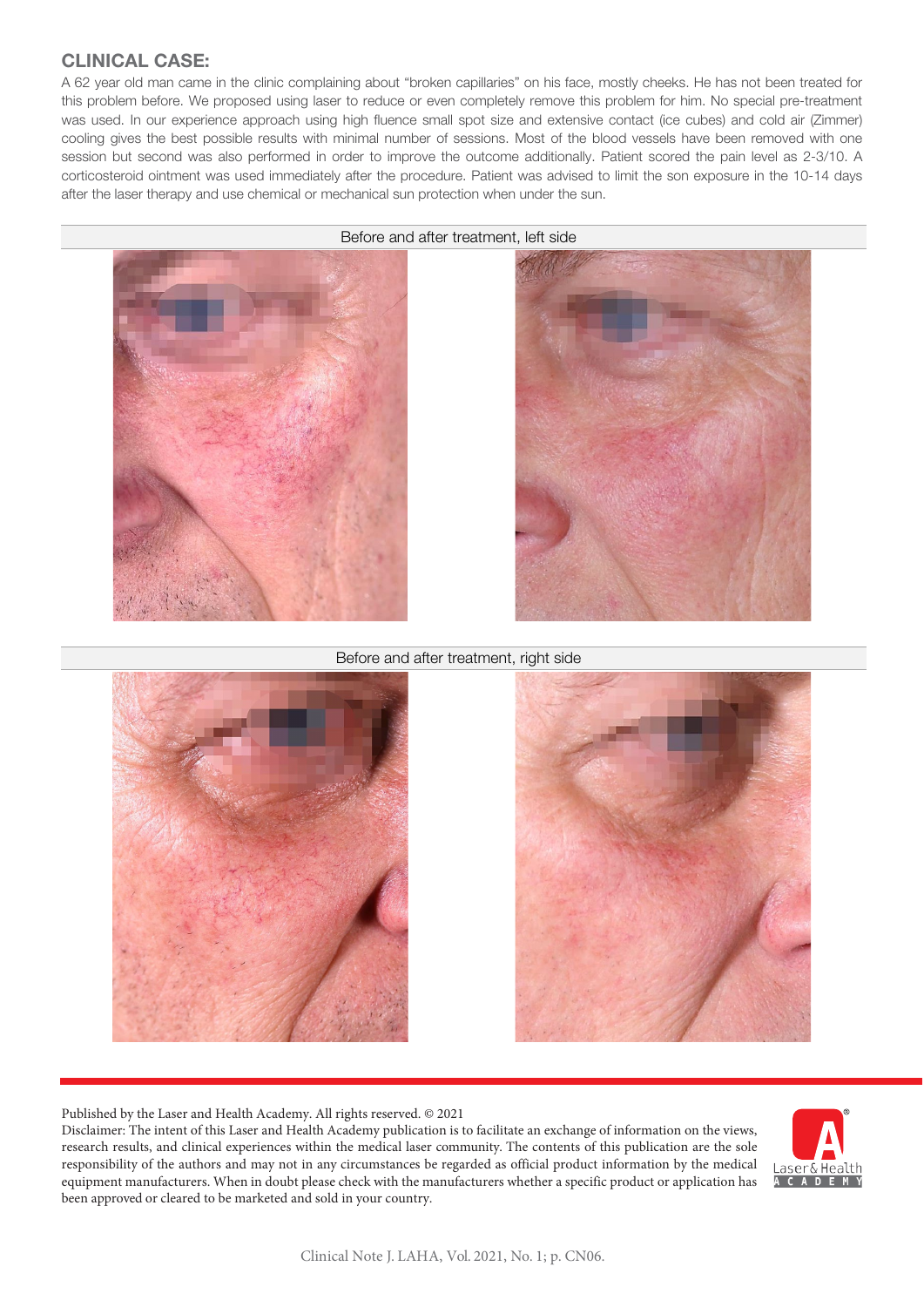## CLINICAL CASE:

A 62 year old man came in the clinic complaining about "broken capillaries" on his face, mostly cheeks. He has not been treated for this problem before. We proposed using laser to reduce or even completely remove this problem for him. No special pre-treatment was used. In our experience approach using high fluence small spot size and extensive contact (ice cubes) and cold air (Zimmer) cooling gives the best possible results with minimal number of sessions. Most of the blood vessels have been removed with one session but second was also performed in order to improve the outcome additionally. Patient scored the pain level as 2-3/10. A corticosteroid ointment was used immediately after the procedure. Patient was advised to limit the son exposure in the 10-14 days after the laser therapy and use chemical or mechanical sun protection when under the sun.

Before and after treatment, left side

Before and after treatment, right side

Published by the Laser and Health Academy. All rights reserved. © 2021

Disclaimer: The intent of this Laser and Health Academy publication is to facilitate an exchange of information on the views, research results, and clinical experiences within the medical laser community. The contents of this publication are the sole responsibility of the authors and may not in any circumstances be regarded as official product information by the medical equipment manufacturers. When in doubt please check with the manufacturers whether a specific product or application has been approved or cleared to be marketed and sold in your country.